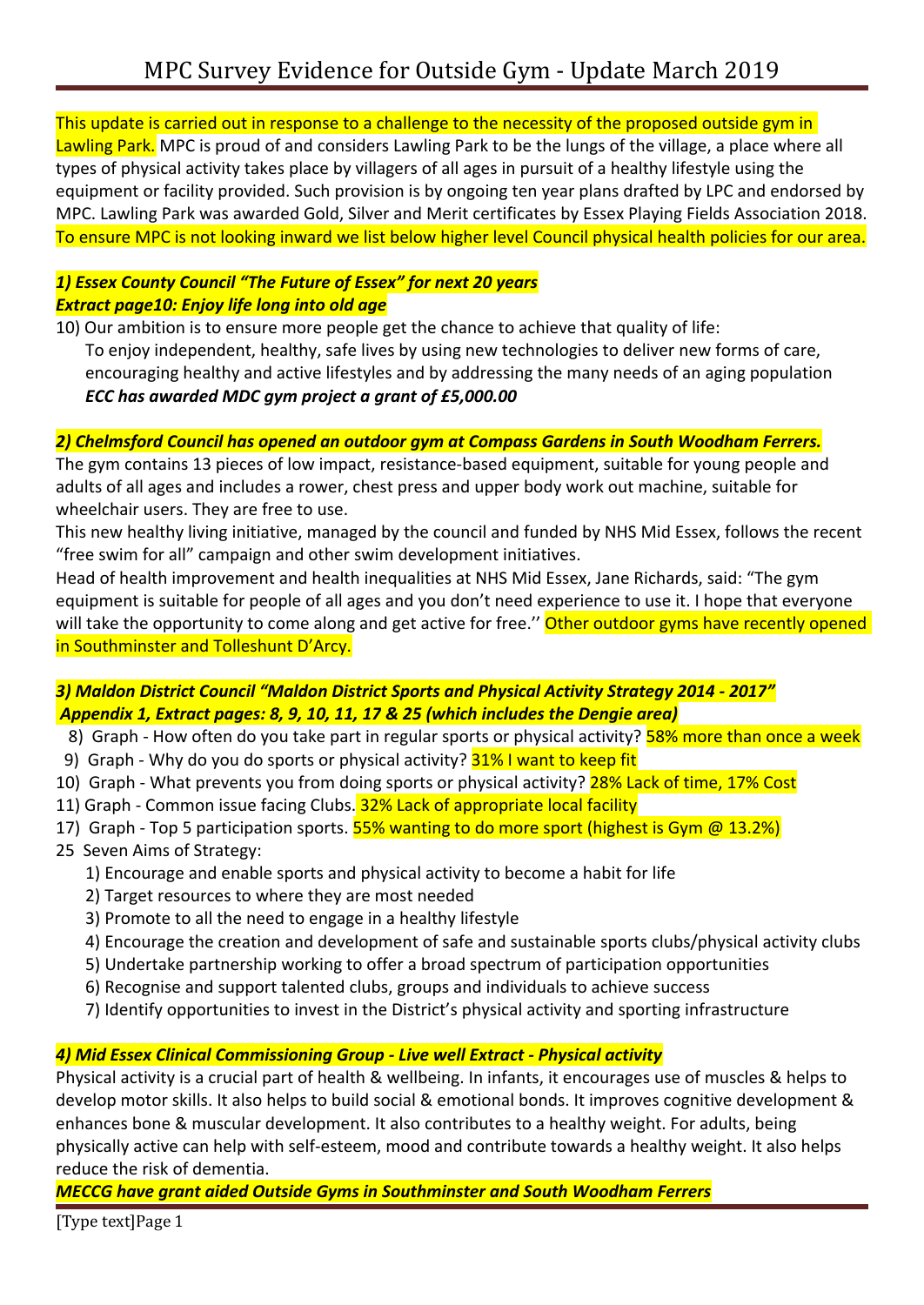# MPC Survey Evidence for Outside Gym - Update March 2019

This update is carried out in response to a challenge to the necessity of the proposed outside gym in Lawling Park. MPC is proud of and considers Lawling Park to be the lungs of the village, a place where all types of physical activity takes place by villagers of all ages in pursuit of a healthy lifestyle using the equipment or facility provided. Such provision is by ongoing ten year plans drafted by LPC and endorsed by MPC. Lawling Park was awarded Gold, Silver and Merit certificates by Essex Playing Fields Association 2018. To ensure MPC is not looking inward we list below higher level Council physical health policies for our area.

### *1) Essex County Council "The Future of Essex" for next 20 years*
### *Extract page10: Enjoy life long into old age*

10) Our ambition is to ensure more people get the chance to achieve that quality of life:
To enjoy independent, healthy, safe lives by using new technologies to deliver new forms of care, encouraging healthy and active lifestyles and by addressing the many needs of an aging population
***ECC has awarded MDC gym project a grant of £5,000.00***

### *2) Chelmsford Council has opened an outdoor gym at Compass Gardens in South Woodham Ferrers.*

The gym contains 13 pieces of low impact, resistance-based equipment, suitable for young people and adults of all ages and includes a rower, chest press and upper body work out machine, suitable for wheelchair users. They are free to use.

This new healthy living initiative, managed by the council and funded by NHS Mid Essex, follows the recent "free swim for all" campaign and other swim development initiatives.

Head of health improvement and health inequalities at NHS Mid Essex, Jane Richards, said: "The gym equipment is suitable for people of all ages and you don't need experience to use it. I hope that everyone will take the opportunity to come along and get active for free.'' Other outdoor gyms have recently opened in Southminster and Tolleshunt D'Arcy.

### *3) Maldon District Council "Maldon District Sports and Physical Activity Strategy 2014 - 2017" Appendix 1, Extract pages: 8, 9, 10, 11, 17 & 25 (which includes the Dengie area)*

8) Graph - How often do you take part in regular sports or physical activity? 58% more than once a week
9) Graph - Why do you do sports or physical activity? 31% I want to keep fit
10) Graph - What prevents you from doing sports or physical activity? 28% Lack of time, 17% Cost
11) Graph - Common issue facing Clubs. 32% Lack of appropriate local facility
17) Graph - Top 5 participation sports. 55% wanting to do more sport (highest is Gym @ 13.2%)
25 Seven Aims of Strategy:
1) Encourage and enable sports and physical activity to become a habit for life
2) Target resources to where they are most needed
3) Promote to all the need to engage in a healthy lifestyle
4) Encourage the creation and development of safe and sustainable sports clubs/physical activity clubs
5) Undertake partnership working to offer a broad spectrum of participation opportunities
6) Recognise and support talented clubs, groups and individuals to achieve success
7) Identify opportunities to invest in the District's physical activity and sporting infrastructure

### *4) Mid Essex Clinical Commissioning Group - Live well Extract - Physical activity*

Physical activity is a crucial part of health & wellbeing. In infants, it encourages use of muscles & helps to develop motor skills. It also helps to build social & emotional bonds. It improves cognitive development & enhances bone & muscular development. It also contributes to a healthy weight. For adults, being physically active can help with self-esteem, mood and contribute towards a healthy weight. It also helps reduce the risk of dementia.

***MECCG have grant aided Outside Gyms in Southminster and South Woodham Ferrers***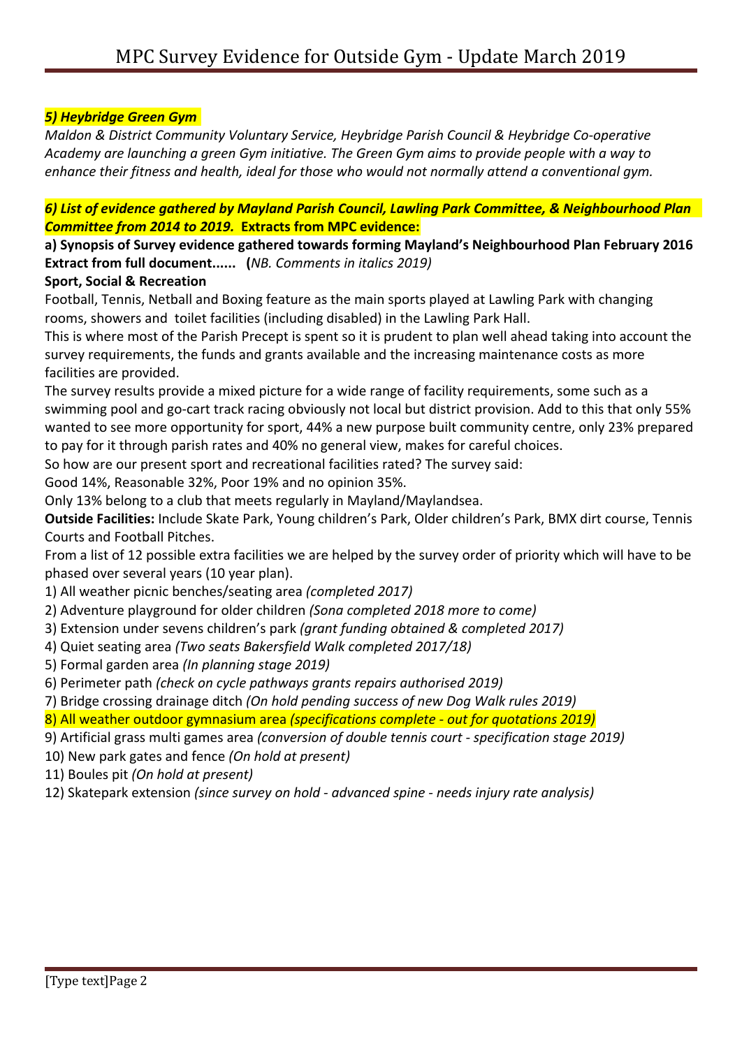### *5) Heybridge Green Gym*

*Maldon & District Community Voluntary Service, Heybridge Parish Council & Heybridge Co-operative Academy are launching a green Gym initiative. The Green Gym aims to provide people with a way to enhance their fitness and health, ideal for those who would not normally attend a conventional gym.*

### *6) List of evidence gathered by Mayland Parish Council, Lawling Park Committee, & Neighbourhood Plan Committee from 2014 to 2019.* Extracts from MPC evidence:

**a) Synopsis of Survey evidence gathered towards forming Mayland's Neighbourhood Plan February 2016 Extract from full document...... (***NB. Comments in italics 2019)***

**Sport, Social & Recreation**

Football, Tennis, Netball and Boxing feature as the main sports played at Lawling Park with changing rooms, showers and toilet facilities (including disabled) in the Lawling Park Hall.

This is where most of the Parish Precept is spent so it is prudent to plan well ahead taking into account the survey requirements, the funds and grants available and the increasing maintenance costs as more facilities are provided.

The survey results provide a mixed picture for a wide range of facility requirements, some such as a swimming pool and go-cart track racing obviously not local but district provision. Add to this that only 55% wanted to see more opportunity for sport, 44% a new purpose built community centre, only 23% prepared to pay for it through parish rates and 40% no general view, makes for careful choices.

So how are our present sport and recreational facilities rated? The survey said:

Good 14%, Reasonable 32%, Poor 19% and no opinion 35%.

Only 13% belong to a club that meets regularly in Mayland/Maylandsea.

**Outside Facilities:** Include Skate Park, Young children's Park, Older children's Park, BMX dirt course, Tennis Courts and Football Pitches.

From a list of 12 possible extra facilities we are helped by the survey order of priority which will have to be phased over several years (10 year plan).

1) All weather picnic benches/seating area *(completed 2017)*
2) Adventure playground for older children *(Sona completed 2018 more to come)*
3) Extension under sevens children's park *(grant funding obtained & completed 2017)*
4) Quiet seating area *(Two seats Bakersfield Walk completed 2017/18)*
5) Formal garden area *(In planning stage 2019)*
6) Perimeter path *(check on cycle pathways grants repairs authorised 2019)*
7) Bridge crossing drainage ditch *(On hold pending success of new Dog Walk rules 2019)*
8) All weather outdoor gymnasium area *(specifications complete - out for quotations 2019)*
9) Artificial grass multi games area *(conversion of double tennis court - specification stage 2019)*
10) New park gates and fence *(On hold at present)*
11) Boules pit *(On hold at present)*
12) Skatepark extension *(since survey on hold - advanced spine - needs injury rate analysis)*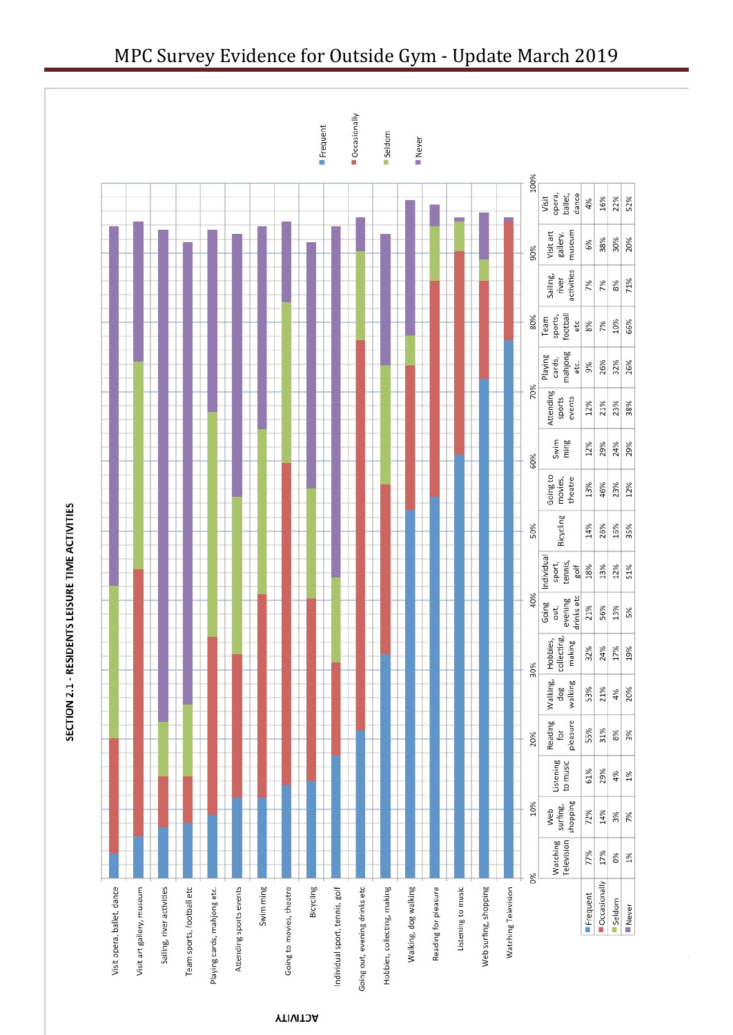## SECTION 2.1 - RESIDENTS LEISURE TIME ACTIVITIES

ACTIVITY

Visit opera, ballet, dance
Visit art gallery, museum
Sailing, river activities
Team sports, football etc
Playing cards, mahjong etc.
Attending sports events
Swim ming
Going to movies, theatre
Bicycling
Individual sport, tennis, golf
Going out, evening drinks etc
Hobbies, collecting, making
Walking, dog walking
Reading for pleasure
Listening to music
Web surfing, shopping
Watching Television

0% 10% 20% 30% 40% 50% 60% 70% 80% 90% 100%

Frequent
Occasionally
Seldom
Never

| | Watching Television | Web surfing, shopping | Listening to music | Reading for pleasure | Walking, dog walking | Hobbies, collecting, making | Going out, evening drinks etc | Individual sport, tennis, golf | Bicycling | Going to movies, theatre | Swim ming | Attending sports events | Playing cards, mahjong etc. | Team sports, football etc | Sailing, river activities | Visit art gallery, museum | Visit opera, ballet, dance |
|---|---|---|---|---|---|---|---|---|---|---|---|---|---|---|---|---|---|
| Frequent | 77% | 72% | 61% | 55% | 53% | 32% | 21% | 18% | 14% | 13% | 12% | 12% | 9% | 8% | 7% | 6% | 4% |
| Occasionally | 17% | 14% | 29% | 31% | 21% | 24% | 56% | 13% | 26% | 46% | 29% | 21% | 26% | 7% | 7% | 38% | 16% |
| Seldom | 0% | 3% | 4% | 8% | 4% | 17% | 13% | 12% | 16% | 23% | 24% | 23% | 32% | 10% | 8% | 30% | 22% |
| Never | 1% | 7% | 1% | 3% | 20% | 19% | 5% | 51% | 35% | 12% | 29% | 38% | 26% | 65% | 71% | 20% | 52% |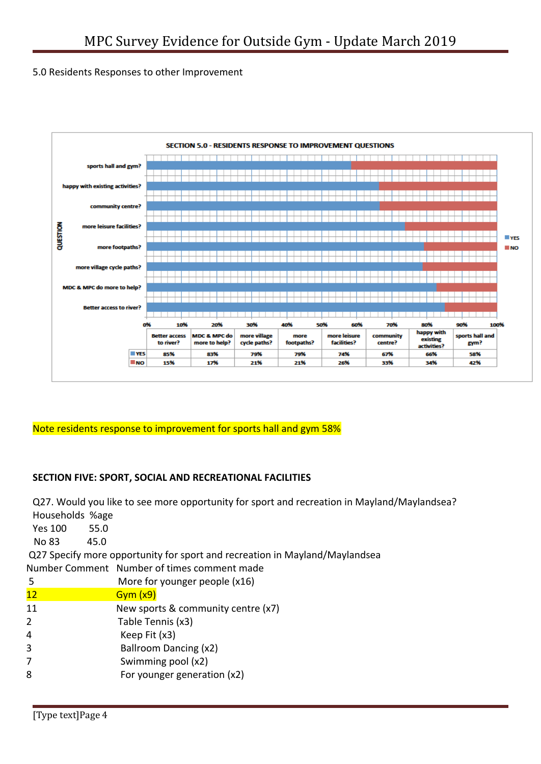5.0 Residents Responses to other Improvement

SECTION 5.0 - RESIDENTS RESPONSE TO IMPROVEMENT QUESTIONS

QUESTION

sports hall and gym?
happy with existing activities?
community centre?
more leisure facilities?
more footpaths?
more village cycle paths?
MDC & MPC do more to help?
Better access to river?

0% 10% 20% 30% 40% 50% 60% 70% 80% 90% 100%

YES
NO

Better access to river? | MDC & MPC do more to help? | more village cycle paths? | more footpaths? | more leisure facilities? | community centre? | happy with existing activities? | sports hall and gym?

YES 85% 83% 79% 79% 74% 67% 66% 58%

NO 15% 17% 21% 21% 26% 33% 34% 42%

Note residents response to improvement for sports hall and gym 58%

**SECTION FIVE: SPORT, SOCIAL AND RECREATIONAL FACILITIES**

Q27. Would you like to see more opportunity for sport and recreation in Mayland/Maylandsea?

| | Households | %age |
|---|---|---|
| Yes | 100 | 55.0 |
| No | 83 | 45.0 |

Q27 Specify more opportunity for sport and recreation in Mayland/Maylandsea

| Number Comment | Number of times comment made |
|---|---|
| 5 | More for younger people (x16) |
| 12 | Gym (x9) |
| 11 | New sports & community centre (x7) |
| 2 | Table Tennis (x3) |
| 4 | Keep Fit (x3) |
| 3 | Ballroom Dancing (x2) |
| 7 | Swimming pool (x2) |
| 8 | For younger generation (x2) |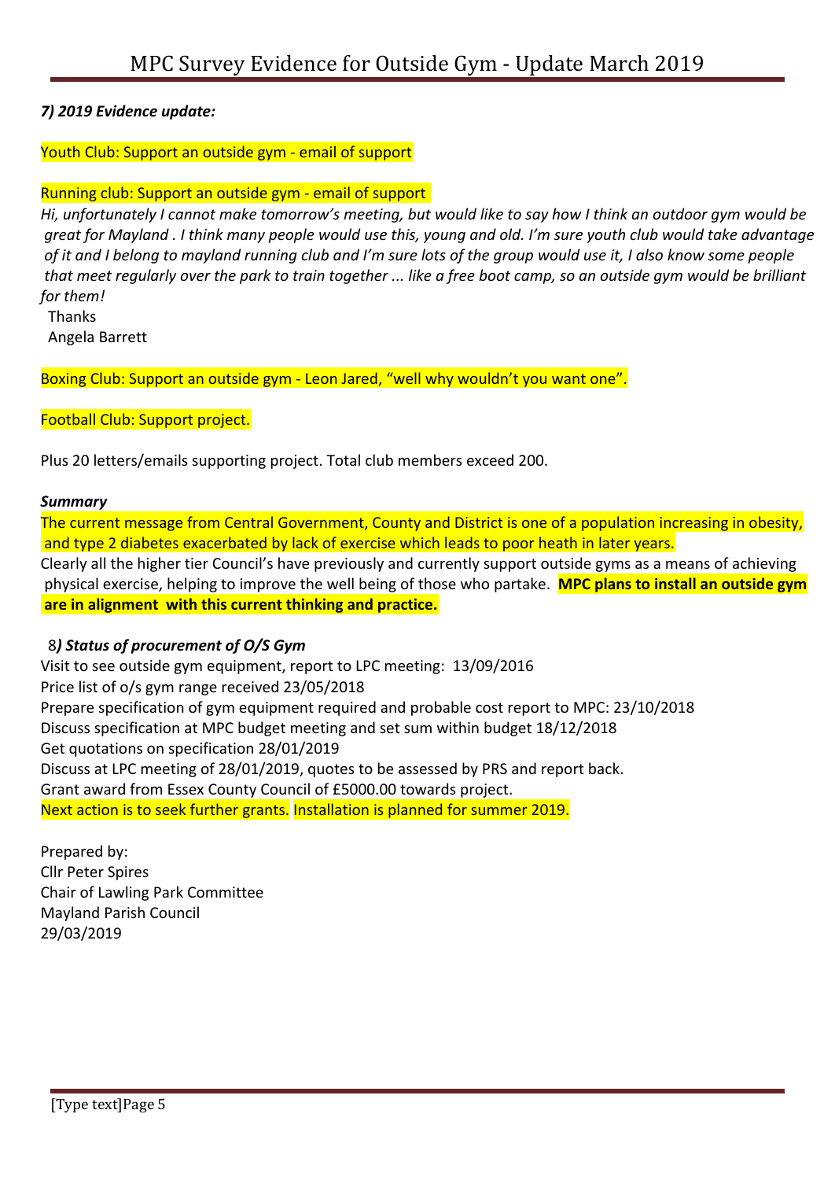# MPC Survey Evidence for Outside Gym - Update March 2019

***7) 2019 Evidence update:***

Youth Club: Support an outside gym - email of support

Running club: Support an outside gym - email of support

*Hi, unfortunately I cannot make tomorrow's meeting, but would like to say how I think an outdoor gym would be great for Mayland . I think many people would use this, young and old. I'm sure youth club would take advantage of it and I belong to mayland running club and I'm sure lots of the group would use it, I also know some people that meet regularly over the park to train together ... like a free boot camp, so an outside gym would be brilliant for them!*

Thanks
Angela Barrett

Boxing Club: Support an outside gym - Leon Jared, "well why wouldn't you want one".

Football Club: Support project.

Plus 20 letters/emails supporting project. Total club members exceed 200.

***Summary***

The current message from Central Government, County and District is one of a population increasing in obesity, and type 2 diabetes exacerbated by lack of exercise which leads to poor heath in later years.

Clearly all the higher tier Council's have previously and currently support outside gyms as a means of achieving physical exercise, helping to improve the well being of those who partake. **MPC plans to install an outside gym are in alignment with this current thinking and practice.**

8***) Status of procurement of O/S Gym***

Visit to see outside gym equipment, report to LPC meeting: 13/09/2016
Price list of o/s gym range received 23/05/2018
Prepare specification of gym equipment required and probable cost report to MPC: 23/10/2018
Discuss specification at MPC budget meeting and set sum within budget 18/12/2018
Get quotations on specification 28/01/2019
Discuss at LPC meeting of 28/01/2019, quotes to be assessed by PRS and report back.
Grant award from Essex County Council of £5000.00 towards project.
Next action is to seek further grants. Installation is planned for summer 2019.

Prepared by:
Cllr Peter Spires
Chair of Lawling Park Committee
Mayland Parish Council
29/03/2019